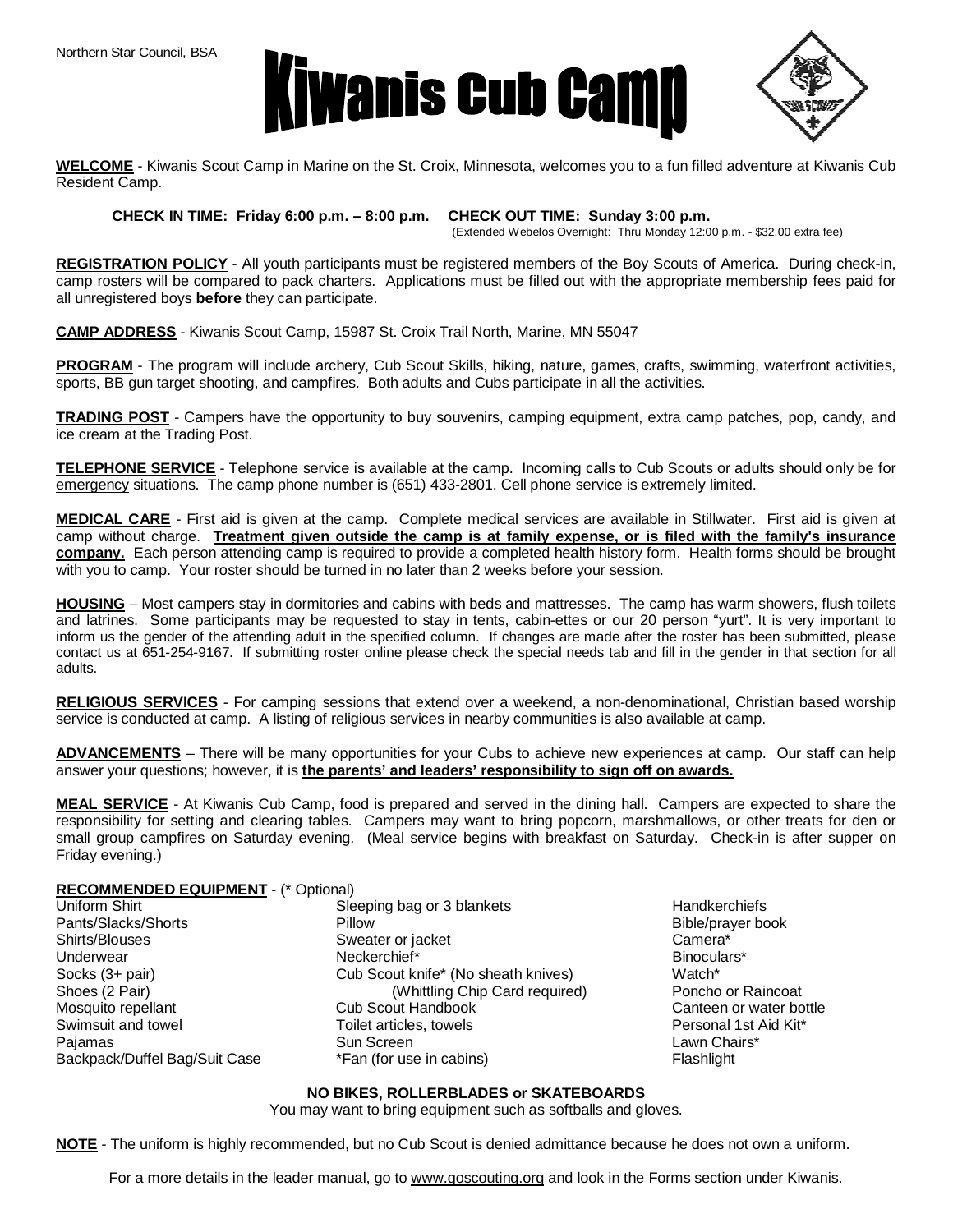Northern Star Council, BSA

# Kiwanis Cub Camp

**WELCOME** - Kiwanis Scout Camp in Marine on the St. Croix, Minnesota, welcomes you to a fun filled adventure at Kiwanis Cub Resident Camp.

**CHECK IN TIME: Friday 6:00 p.m. – 8:00 p.m. CHECK OUT TIME: Sunday 3:00 p.m.**
(Extended Webelos Overnight: Thru Monday 12:00 p.m. - $32.00 extra fee)

**REGISTRATION POLICY** - All youth participants must be registered members of the Boy Scouts of America. During check-in, camp rosters will be compared to pack charters. Applications must be filled out with the appropriate membership fees paid for all unregistered boys **before** they can participate.

**CAMP ADDRESS** - Kiwanis Scout Camp, 15987 St. Croix Trail North, Marine, MN 55047

**PROGRAM** - The program will include archery, Cub Scout Skills, hiking, nature, games, crafts, swimming, waterfront activities, sports, BB gun target shooting, and campfires. Both adults and Cubs participate in all the activities.

**TRADING POST** - Campers have the opportunity to buy souvenirs, camping equipment, extra camp patches, pop, candy, and ice cream at the Trading Post.

**TELEPHONE SERVICE** - Telephone service is available at the camp. Incoming calls to Cub Scouts or adults should only be for emergency situations. The camp phone number is (651) 433-2801. Cell phone service is extremely limited.

**MEDICAL CARE** - First aid is given at the camp. Complete medical services are available in Stillwater. First aid is given at camp without charge. **Treatment given outside the camp is at family expense, or is filed with the family's insurance company.** Each person attending camp is required to provide a completed health history form. Health forms should be brought with you to camp. Your roster should be turned in no later than 2 weeks before your session.

**HOUSING** – Most campers stay in dormitories and cabins with beds and mattresses. The camp has warm showers, flush toilets and latrines. Some participants may be requested to stay in tents, cabin-ettes or our 20 person "yurt". It is very important to inform us the gender of the attending adult in the specified column. If changes are made after the roster has been submitted, please contact us at 651-254-9167. If submitting roster online please check the special needs tab and fill in the gender in that section for all adults.

**RELIGIOUS SERVICES** - For camping sessions that extend over a weekend, a non-denominational, Christian based worship service is conducted at camp. A listing of religious services in nearby communities is also available at camp.

**ADVANCEMENTS** – There will be many opportunities for your Cubs to achieve new experiences at camp. Our staff can help answer your questions; however, it is **the parents' and leaders' responsibility to sign off on awards.**

**MEAL SERVICE** - At Kiwanis Cub Camp, food is prepared and served in the dining hall. Campers are expected to share the responsibility for setting and clearing tables. Campers may want to bring popcorn, marshmallows, or other treats for den or small group campfires on Saturday evening. (Meal service begins with breakfast on Saturday. Check-in is after supper on Friday evening.)

**RECOMMENDED EQUIPMENT** - (* Optional)

- Uniform Shirt
- Pants/Slacks/Shorts
- Shirts/Blouses
- Underwear
- Socks (3+ pair)
- Shoes (2 Pair)
- Mosquito repellant
- Swimsuit and towel
- Pajamas
- Backpack/Duffel Bag/Suit Case
- Sleeping bag or 3 blankets
- Pillow
- Sweater or jacket
- Neckerchief*
- Cub Scout knife* (No sheath knives) (Whittling Chip Card required)
- Cub Scout Handbook
- Toilet articles, towels
- Sun Screen
- *Fan (for use in cabins)
- Handkerchiefs
- Bible/prayer book
- Camera*
- Binoculars*
- Watch*
- Poncho or Raincoat
- Canteen or water bottle
- Personal 1st Aid Kit*
- Lawn Chairs*
- Flashlight

**NO BIKES, ROLLERBLADES or SKATEBOARDS**

You may want to bring equipment such as softballs and gloves.

**NOTE** - The uniform is highly recommended, but no Cub Scout is denied admittance because he does not own a uniform.

For a more details in the leader manual, go to www.goscouting.org and look in the Forms section under Kiwanis.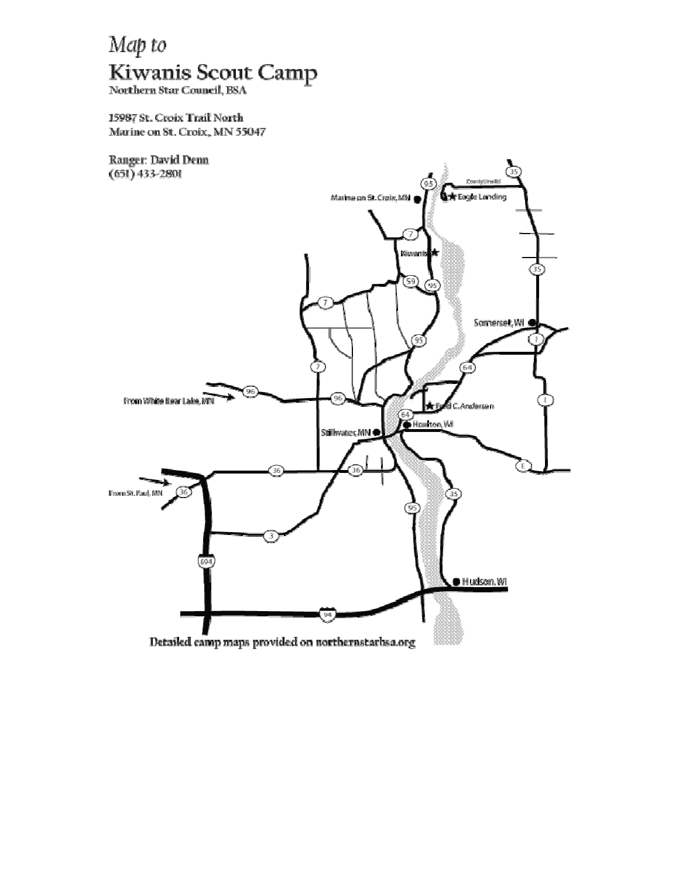*Map to*

# Kiwanis Scout Camp

Northern Star Council, BSA

15987 St. Croix Trail North
Marine on St. Croix, MN 55047

Ranger: David Denn
(651) 433-2801

Marine on St. Croix, MN

Eagle Landing

Kiwanis

Somerset, WI

From White Bear Lake, MN

Fred C. Andersen

Stillwater, MN

Houlton, WI

From St. Paul, MN

Hudson, WI

95

35

7

59

64

96

36

3

694

94

I

E

Detailed camp maps provided on northernstarbsa.org